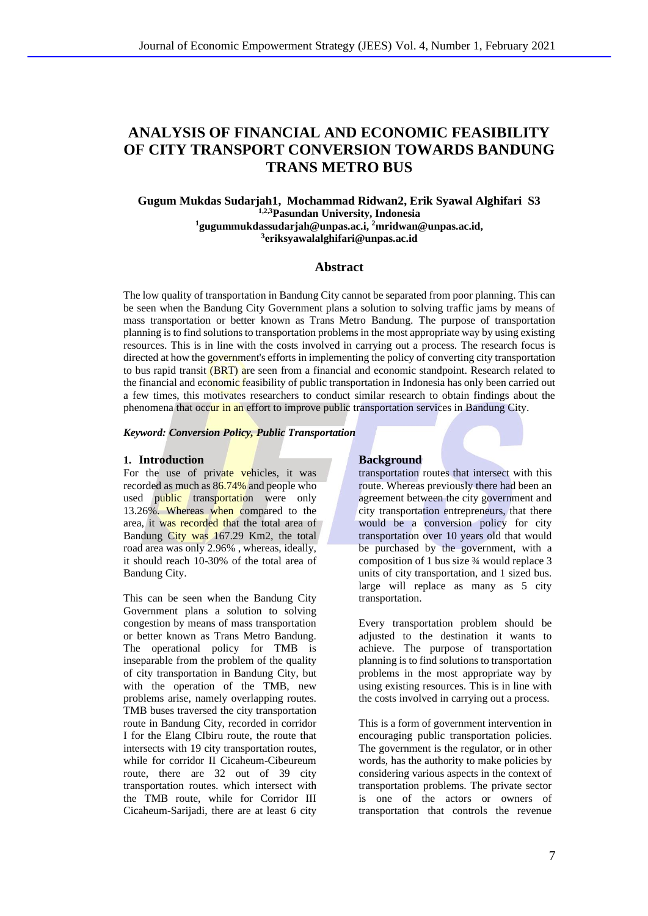# ANALYSIS OF FINANCIAL AND ECONOMIC FEASIBILITY OF CITY TRANSPORT CONVERSION TOWARDS BANDUNG TRANS METRO BUS

**Gugum Mukdas Sudarjah1, Mochammad Ridwan2, Erik Syawal Alghifari S3**
**[1,2,3]Pasundan University, Indonesia**
**[1]gugummukdassudarjah@unpas.ac.i, [2]mridwan@unpas.ac.id,**
**[3]eriksyawalalghifari@unpas.ac.id**

## Abstract

The low quality of transportation in Bandung City cannot be separated from poor planning. This can be seen when the Bandung City Government plans a solution to solving traffic jams by means of mass transportation or better known as Trans Metro Bandung. The purpose of transportation planning is to find solutions to transportation problems in the most appropriate way by using existing resources. This is in line with the costs involved in carrying out a process. The research focus is directed at how the government's efforts in implementing the policy of converting city transportation to bus rapid transit (BRT) are seen from a financial and economic standpoint. Research related to the financial and economic feasibility of public transportation in Indonesia has only been carried out a few times, this motivates researchers to conduct similar research to obtain findings about the phenomena that occur in an effort to improve public transportation services in Bandung City.

***Keyword: Conversion Policy, Public Transportation***

## 1. Introduction

For the use of private vehicles, it was recorded as much as 86.74% and people who used public transportation were only 13.26%. Whereas when compared to the area, it was recorded that the total area of Bandung City was 167.29 Km2, the total road area was only 2.96% , whereas, ideally, it should reach 10-30% of the total area of Bandung City.

This can be seen when the Bandung City Government plans a solution to solving congestion by means of mass transportation or better known as Trans Metro Bandung. The operational policy for TMB is inseparable from the problem of the quality of city transportation in Bandung City, but with the operation of the TMB, new problems arise, namely overlapping routes. TMB buses traversed the city transportation route in Bandung City, recorded in corridor I for the Elang CIbiru route, the route that intersects with 19 city transportation routes, while for corridor II Cicaheum-Cibeureum route, there are 32 out of 39 city transportation routes. which intersect with the TMB route, while for Corridor III Cicaheum-Sarijadi, there are at least 6 city

### Background

transportation routes that intersect with this route. Whereas previously there had been an agreement between the city government and city transportation entrepreneurs, that there would be a conversion policy for city transportation over 10 years old that would be purchased by the government, with a composition of 1 bus size ¾ would replace 3 units of city transportation, and 1 sized bus. large will replace as many as 5 city transportation.

Every transportation problem should be adjusted to the destination it wants to achieve. The purpose of transportation planning is to find solutions to transportation problems in the most appropriate way by using existing resources. This is in line with the costs involved in carrying out a process.

This is a form of government intervention in encouraging public transportation policies. The government is the regulator, or in other words, has the authority to make policies by considering various aspects in the context of transportation problems. The private sector is one of the actors or owners of transportation that controls the revenue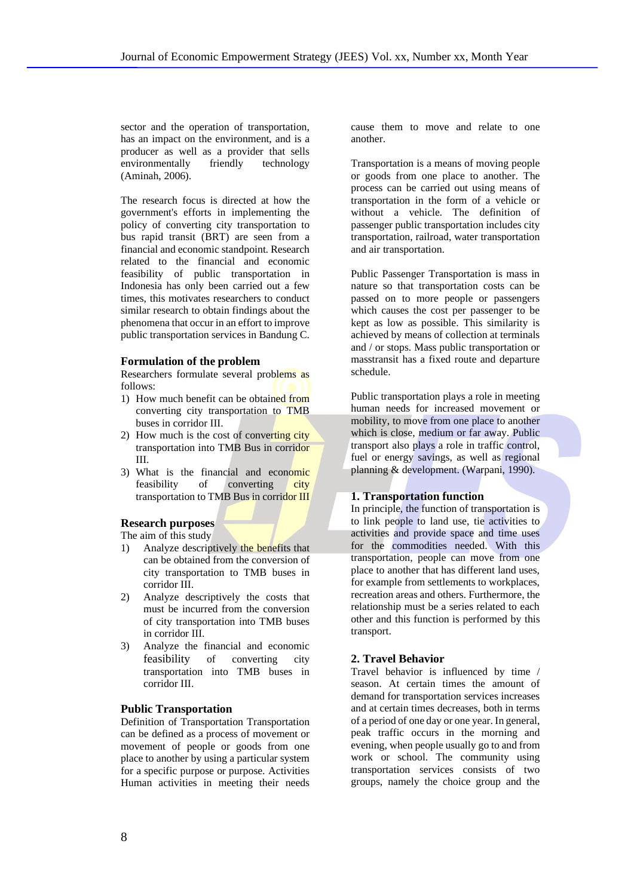sector and the operation of transportation, has an impact on the environment, and is a producer as well as a provider that sells environmentally friendly technology (Aminah, 2006).

The research focus is directed at how the government's efforts in implementing the policy of converting city transportation to bus rapid transit (BRT) are seen from a financial and economic standpoint. Research related to the financial and economic feasibility of public transportation in Indonesia has only been carried out a few times, this motivates researchers to conduct similar research to obtain findings about the phenomena that occur in an effort to improve public transportation services in Bandung C.

### Formulation of the problem

Researchers formulate several problems as follows:

1) How much benefit can be obtained from converting city transportation to TMB buses in corridor III.
2) How much is the cost of converting city transportation into TMB Bus in corridor III.
3) What is the financial and economic feasibility of converting city transportation to TMB Bus in corridor III

### Research purposes

The aim of this study

1) Analyze descriptively the benefits that can be obtained from the conversion of city transportation to TMB buses in corridor III.
2) Analyze descriptively the costs that must be incurred from the conversion of city transportation into TMB buses in corridor III.
3) Analyze the financial and economic feasibility of converting city transportation into TMB buses in corridor III.

### Public Transportation

Definition of Transportation Transportation can be defined as a process of movement or movement of people or goods from one place to another by using a particular system for a specific purpose or purpose. Activities Human activities in meeting their needs cause them to move and relate to one another.

Transportation is a means of moving people or goods from one place to another. The process can be carried out using means of transportation in the form of a vehicle or without a vehicle. The definition of passenger public transportation includes city transportation, railroad, water transportation and air transportation.

Public Passenger Transportation is mass in nature so that transportation costs can be passed on to more people or passengers which causes the cost per passenger to be kept as low as possible. This similarity is achieved by means of collection at terminals and / or stops. Mass public transportation or masstransit has a fixed route and departure schedule.

Public transportation plays a role in meeting human needs for increased movement or mobility, to move from one place to another which is close, medium or far away. Public transport also plays a role in traffic control, fuel or energy savings, as well as regional planning & development. (Warpani, 1990).

### 1. Transportation function

In principle, the function of transportation is to link people to land use, tie activities to activities and provide space and time uses for the commodities needed. With this transportation, people can move from one place to another that has different land uses, for example from settlements to workplaces, recreation areas and others. Furthermore, the relationship must be a series related to each other and this function is performed by this transport.

### 2. Travel Behavior

Travel behavior is influenced by time / season. At certain times the amount of demand for transportation services increases and at certain times decreases, both in terms of a period of one day or one year. In general, peak traffic occurs in the morning and evening, when people usually go to and from work or school. The community using transportation services consists of two groups, namely the choice group and the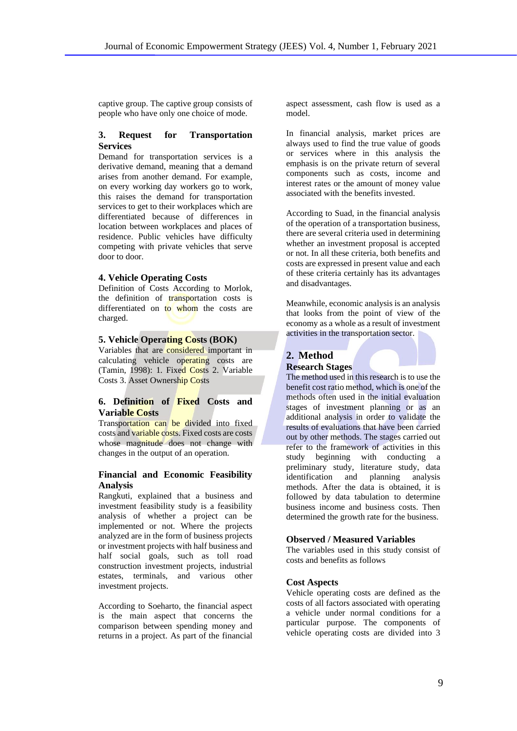captive group. The captive group consists of people who have only one choice of mode.

### 3. Request for Transportation Services

Demand for transportation services is a derivative demand, meaning that a demand arises from another demand. For example, on every working day workers go to work, this raises the demand for transportation services to get to their workplaces which are differentiated because of differences in location between workplaces and places of residence. Public vehicles have difficulty competing with private vehicles that serve door to door.

### 4. Vehicle Operating Costs

Definition of Costs According to Morlok, the definition of transportation costs is differentiated on to whom the costs are charged.

### 5. Vehicle Operating Costs (BOK)

Variables that are considered important in calculating vehicle operating costs are (Tamin, 1998): 1. Fixed Costs 2. Variable Costs 3. Asset Ownership Costs

### 6. Definition of Fixed Costs and Variable Costs

Transportation can be divided into fixed costs and variable costs. Fixed costs are costs whose magnitude does not change with changes in the output of an operation.

### Financial and Economic Feasibility Analysis

Rangkuti, explained that a business and investment feasibility study is a feasibility analysis of whether a project can be implemented or not. Where the projects analyzed are in the form of business projects or investment projects with half business and half social goals, such as toll road construction investment projects, industrial estates, terminals, and various other investment projects.

According to Soeharto, the financial aspect is the main aspect that concerns the comparison between spending money and returns in a project. As part of the financial aspect assessment, cash flow is used as a model.

In financial analysis, market prices are always used to find the true value of goods or services where in this analysis the emphasis is on the private return of several components such as costs, income and interest rates or the amount of money value associated with the benefits invested.

According to Suad, in the financial analysis of the operation of a transportation business, there are several criteria used in determining whether an investment proposal is accepted or not. In all these criteria, both benefits and costs are expressed in present value and each of these criteria certainly has its advantages and disadvantages.

Meanwhile, economic analysis is an analysis that looks from the point of view of the economy as a whole as a result of investment activities in the transportation sector.

## 2. Method

### Research Stages

The method used in this research is to use the benefit cost ratio method, which is one of the methods often used in the initial evaluation stages of investment planning or as an additional analysis in order to validate the results of evaluations that have been carried out by other methods. The stages carried out refer to the framework of activities in this study beginning with conducting a preliminary study, literature study, data identification and planning analysis methods. After the data is obtained, it is followed by data tabulation to determine business income and business costs. Then determined the growth rate for the business.

### Observed / Measured Variables

The variables used in this study consist of costs and benefits as follows

### Cost Aspects

Vehicle operating costs are defined as the costs of all factors associated with operating a vehicle under normal conditions for a particular purpose. The components of vehicle operating costs are divided into 3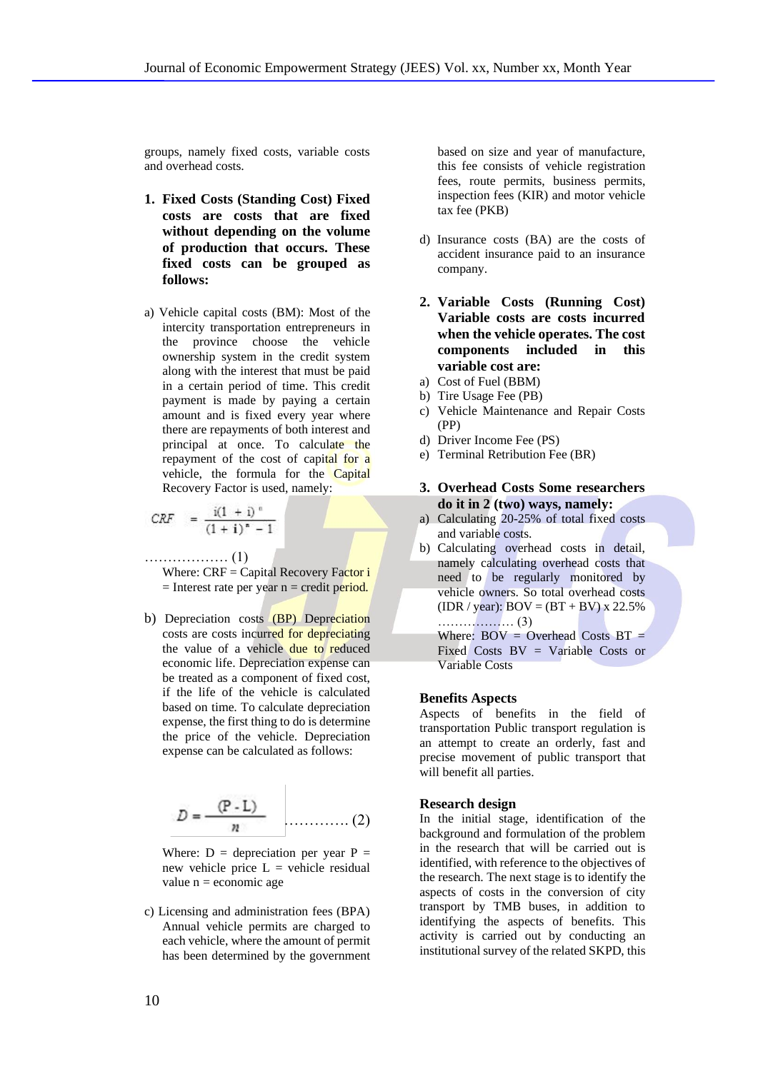groups, namely fixed costs, variable costs and overhead costs.

1. **Fixed Costs (Standing Cost) Fixed costs are costs that are fixed without depending on the volume of production that occurs. These fixed costs can be grouped as follows:**

a) Vehicle capital costs (BM): Most of the intercity transportation entrepreneurs in the province choose the vehicle ownership system in the credit system along with the interest that must be paid in a certain period of time. This credit payment is made by paying a certain amount and is fixed every year where there are repayments of both interest and principal at once. To calculate the repayment of the cost of capital for a vehicle, the formula for the Capital Recovery Factor is used, namely:

$$CRF = \frac{i(1+i)^n}{(1+i)^n - 1} \quad \text{.................. (1)}$$

Where: CRF = Capital Recovery Factor i = Interest rate per year n = credit period.

b) Depreciation costs (BP) Depreciation costs are costs incurred for depreciating the value of a vehicle due to reduced economic life. Depreciation expense can be treated as a component of fixed cost, if the life of the vehicle is calculated based on time. To calculate depreciation expense, the first thing to do is determine the price of the vehicle. Depreciation expense can be calculated as follows:

$$D = \frac{(P - L)}{n} \quad \text{............ (2)}$$

Where: D = depreciation per year P = new vehicle price L = vehicle residual value n = economic age

c) Licensing and administration fees (BPA) Annual vehicle permits are charged to each vehicle, where the amount of permit has been determined by the government based on size and year of manufacture, this fee consists of vehicle registration fees, route permits, business permits, inspection fees (KIR) and motor vehicle tax fee (PKB)

d) Insurance costs (BA) are the costs of accident insurance paid to an insurance company.

2. **Variable Costs (Running Cost) Variable costs are costs incurred when the vehicle operates. The cost components included in this variable cost are:**

a) Cost of Fuel (BBM)
b) Tire Usage Fee (PB)
c) Vehicle Maintenance and Repair Costs (PP)
d) Driver Income Fee (PS)
e) Terminal Retribution Fee (BR)

3. **Overhead Costs Some researchers do it in 2 (two) ways, namely:**

a) Calculating 20-25% of total fixed costs and variable costs.
b) Calculating overhead costs in detail, namely calculating overhead costs that need to be regularly monitored by vehicle owners. So total overhead costs (IDR / year): BOV = (BT + BV) x 22.5% .................. (3)
Where: BOV = Overhead Costs BT = Fixed Costs BV = Variable Costs or Variable Costs

### Benefits Aspects

Aspects of benefits in the field of transportation Public transport regulation is an attempt to create an orderly, fast and precise movement of public transport that will benefit all parties.

### Research design

In the initial stage, identification of the background and formulation of the problem in the research that will be carried out is identified, with reference to the objectives of the research. The next stage is to identify the aspects of costs in the conversion of city transport by TMB buses, in addition to identifying the aspects of benefits. This activity is carried out by conducting an institutional survey of the related SKPD, this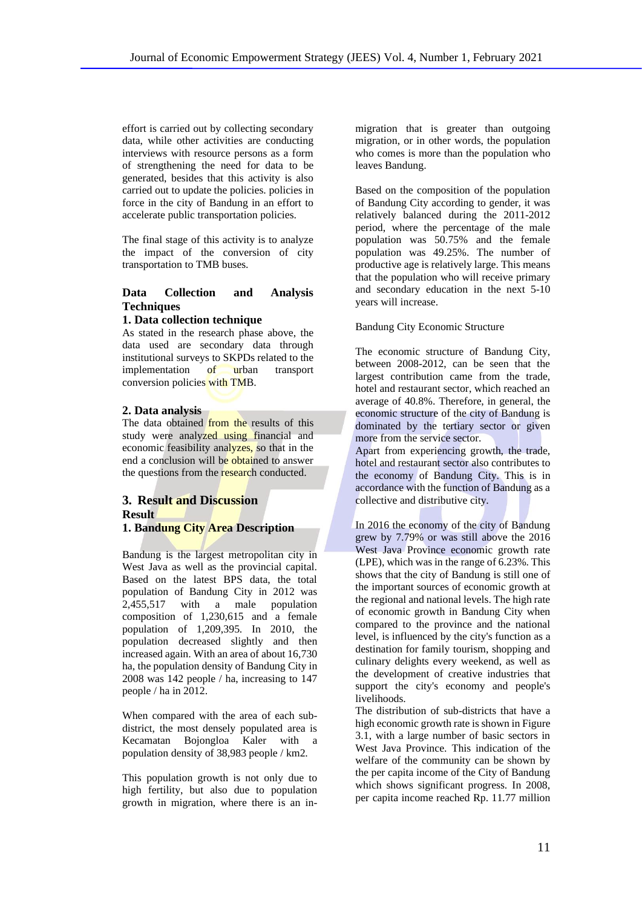effort is carried out by collecting secondary data, while other activities are conducting interviews with resource persons as a form of strengthening the need for data to be generated, besides that this activity is also carried out to update the policies. policies in force in the city of Bandung in an effort to accelerate public transportation policies.

The final stage of this activity is to analyze the impact of the conversion of city transportation to TMB buses.

## Data Collection and Analysis Techniques

### 1. Data collection technique

As stated in the research phase above, the data used are secondary data through institutional surveys to SKPDs related to the implementation of urban transport conversion policies with TMB.

### 2. Data analysis

The data obtained from the results of this study were analyzed using financial and economic feasibility analyzes, so that in the end a conclusion will be obtained to answer the questions from the research conducted.

## 3. Result and Discussion

### Result

### 1. Bandung City Area Description

Bandung is the largest metropolitan city in West Java as well as the provincial capital. Based on the latest BPS data, the total population of Bandung City in 2012 was 2,455,517 with a male population composition of 1,230,615 and a female population of 1,209,395. In 2010, the population decreased slightly and then increased again. With an area of about 16,730 ha, the population density of Bandung City in 2008 was 142 people / ha, increasing to 147 people / ha in 2012.

When compared with the area of each sub-district, the most densely populated area is Kecamatan Bojongloa Kaler with a population density of 38,983 people / km2.

This population growth is not only due to high fertility, but also due to population growth in migration, where there is an in-migration that is greater than outgoing migration, or in other words, the population who comes is more than the population who leaves Bandung.

Based on the composition of the population of Bandung City according to gender, it was relatively balanced during the 2011-2012 period, where the percentage of the male population was 50.75% and the female population was 49.25%. The number of productive age is relatively large. This means that the population who will receive primary and secondary education in the next 5-10 years will increase.

Bandung City Economic Structure

The economic structure of Bandung City, between 2008-2012, can be seen that the largest contribution came from the trade, hotel and restaurant sector, which reached an average of 40.8%. Therefore, in general, the economic structure of the city of Bandung is dominated by the tertiary sector or given more from the service sector.

Apart from experiencing growth, the trade, hotel and restaurant sector also contributes to the economy of Bandung City. This is in accordance with the function of Bandung as a collective and distributive city.

In 2016 the economy of the city of Bandung grew by 7.79% or was still above the 2016 West Java Province economic growth rate (LPE), which was in the range of 6.23%. This shows that the city of Bandung is still one of the important sources of economic growth at the regional and national levels. The high rate of economic growth in Bandung City when compared to the province and the national level, is influenced by the city's function as a destination for family tourism, shopping and culinary delights every weekend, as well as the development of creative industries that support the city's economy and people's livelihoods.

The distribution of sub-districts that have a high economic growth rate is shown in Figure 3.1, with a large number of basic sectors in West Java Province. This indication of the welfare of the community can be shown by the per capita income of the City of Bandung which shows significant progress. In 2008, per capita income reached Rp. 11.77 million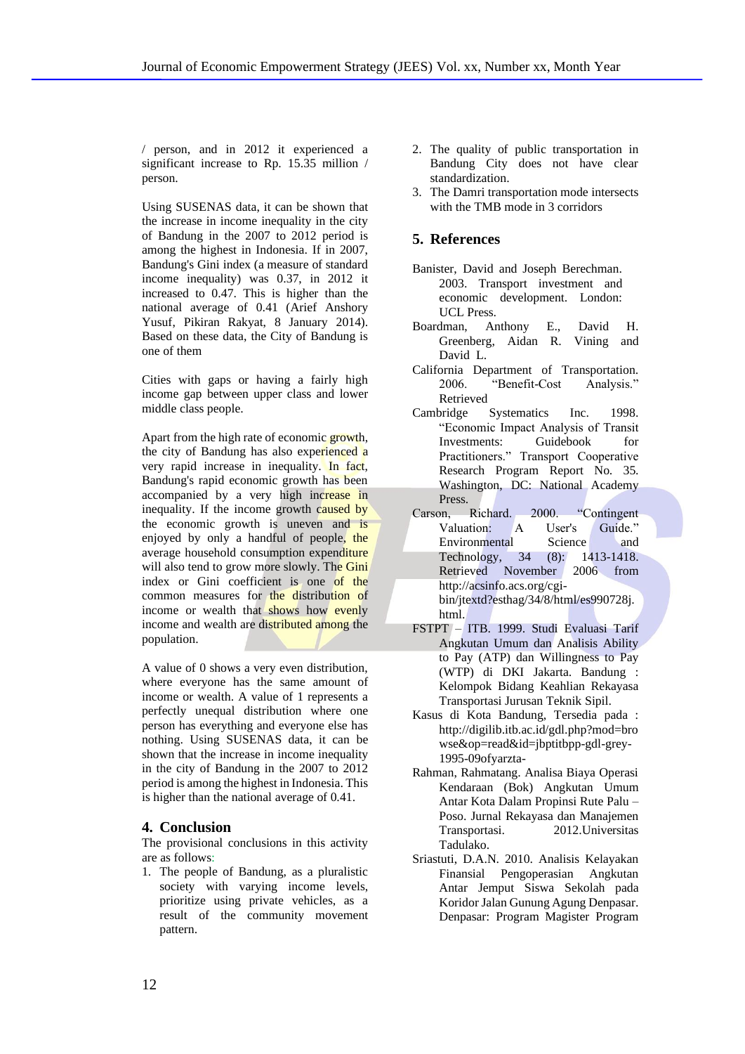/ person, and in 2012 it experienced a significant increase to Rp. 15.35 million / person.

Using SUSENAS data, it can be shown that the increase in income inequality in the city of Bandung in the 2007 to 2012 period is among the highest in Indonesia. If in 2007, Bandung's Gini index (a measure of standard income inequality) was 0.37, in 2012 it increased to 0.47. This is higher than the national average of 0.41 (Arief Anshory Yusuf, Pikiran Rakyat, 8 January 2014). Based on these data, the City of Bandung is one of them

Cities with gaps or having a fairly high income gap between upper class and lower middle class people.

Apart from the high rate of economic growth, the city of Bandung has also experienced a very rapid increase in inequality. In fact, Bandung's rapid economic growth has been accompanied by a very high increase in inequality. If the income growth caused by the economic growth is uneven and is enjoyed by only a handful of people, the average household consumption expenditure will also tend to grow more slowly. The Gini index or Gini coefficient is one of the common measures for the distribution of income or wealth that shows how evenly income and wealth are distributed among the population.

A value of 0 shows a very even distribution, where everyone has the same amount of income or wealth. A value of 1 represents a perfectly unequal distribution where one person has everything and everyone else has nothing. Using SUSENAS data, it can be shown that the increase in income inequality in the city of Bandung in the 2007 to 2012 period is among the highest in Indonesia. This is higher than the national average of 0.41.

## 4. Conclusion

The provisional conclusions in this activity are as follows:

1. The people of Bandung, as a pluralistic society with varying income levels, prioritize using private vehicles, as a result of the community movement pattern.
2. The quality of public transportation in Bandung City does not have clear standardization.
3. The Damri transportation mode intersects with the TMB mode in 3 corridors

## 5. References

Banister, David and Joseph Berechman. 2003. Transport investment and economic development. London: UCL Press.

Boardman, Anthony E., David H. Greenberg, Aidan R. Vining and David L.

California Department of Transportation. 2006. "Benefit-Cost Analysis." Retrieved

Cambridge Systematics Inc. 1998. "Economic Impact Analysis of Transit Investments: Guidebook for Practitioners." Transport Cooperative Research Program Report No. 35. Washington, DC: National Academy Press.

Carson, Richard. 2000. "Contingent Valuation: A User's Guide." Environmental Science and Technology, 34 (8): 1413-1418. Retrieved November 2006 from http://acsinfo.acs.org/cgi-bin/jtextd?esthag/34/8/html/es990728j.html.

FSTPT – ITB. 1999. Studi Evaluasi Tarif Angkutan Umum dan Analisis Ability to Pay (ATP) dan Willingness to Pay (WTP) di DKI Jakarta. Bandung : Kelompok Bidang Keahlian Rekayasa Transportasi Jurusan Teknik Sipil.

Kasus di Kota Bandung, Tersedia pada : http://digilib.itb.ac.id/gdl.php?mod=browse&op=read&id=jbptitbpp-gdl-grey-1995-09ofyarzta-

Rahman, Rahmatang. Analisa Biaya Operasi Kendaraan (Bok) Angkutan Umum Antar Kota Dalam Propinsi Rute Palu – Poso. Jurnal Rekayasa dan Manajemen Transportasi. 2012.Universitas Tadulako.

Sriastuti, D.A.N. 2010. Analisis Kelayakan Finansial Pengoperasian Angkutan Antar Jemput Siswa Sekolah pada Koridor Jalan Gunung Agung Denpasar. Denpasar: Program Magister Program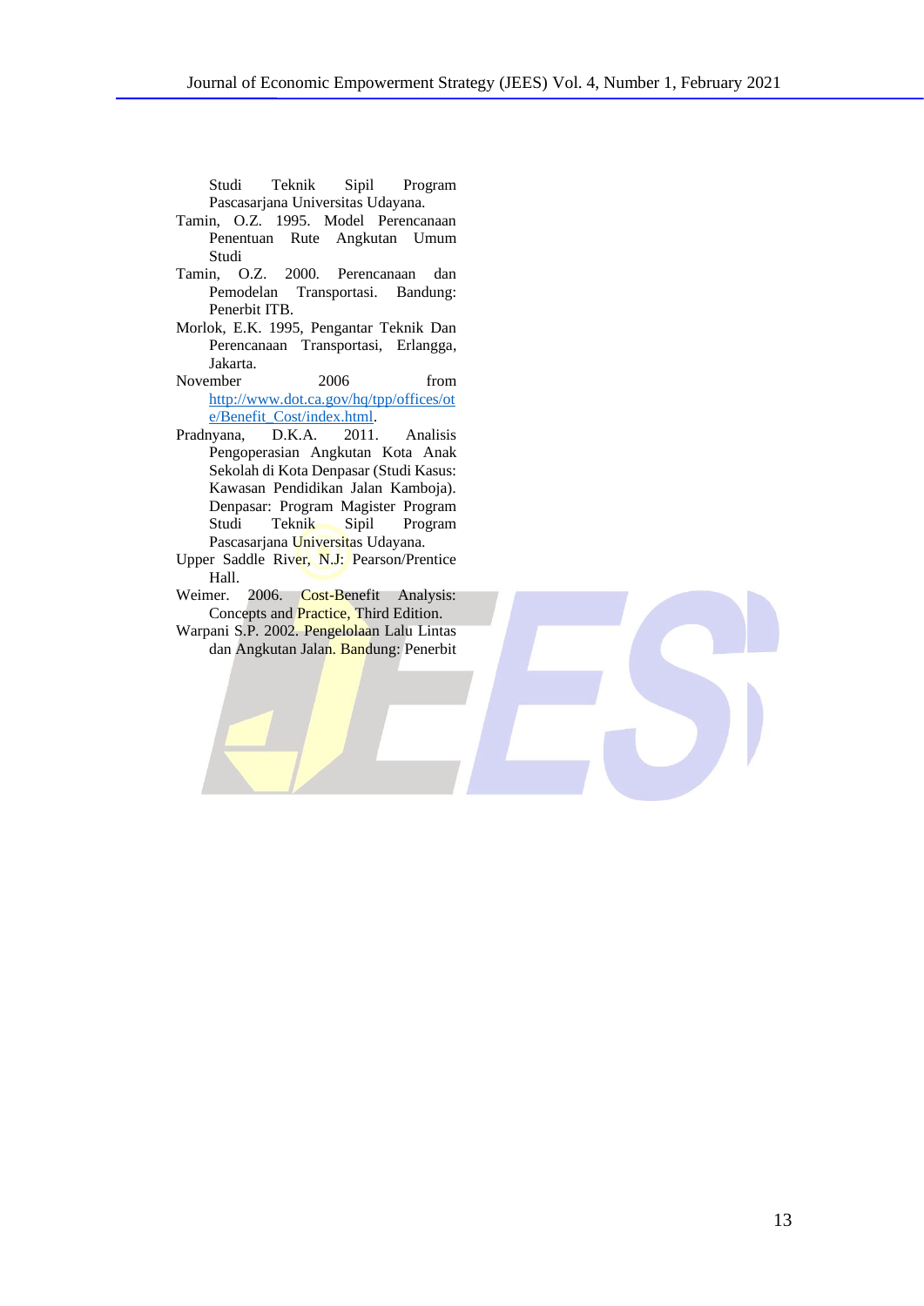Studi Teknik Sipil Program Pascasarjana Universitas Udayana.

Tamin, O.Z. 1995. Model Perencanaan Penentuan Rute Angkutan Umum Studi

Tamin, O.Z. 2000. Perencanaan dan Pemodelan Transportasi. Bandung: Penerbit ITB.

Morlok, E.K. 1995, Pengantar Teknik Dan Perencanaan Transportasi, Erlangga, Jakarta.

November 2006 from http://www.dot.ca.gov/hq/tpp/offices/ote/Benefit_Cost/index.html.

Pradnyana, D.K.A. 2011. Analisis Pengoperasian Angkutan Kota Anak Sekolah di Kota Denpasar (Studi Kasus: Kawasan Pendidikan Jalan Kamboja). Denpasar: Program Magister Program Studi Teknik Sipil Program Pascasarjana Universitas Udayana.

Upper Saddle River, N.J: Pearson/Prentice Hall.

Weimer. 2006. Cost-Benefit Analysis: Concepts and Practice, Third Edition.

Warpani S.P. 2002. Pengelolaan Lalu Lintas dan Angkutan Jalan. Bandung: Penerbit